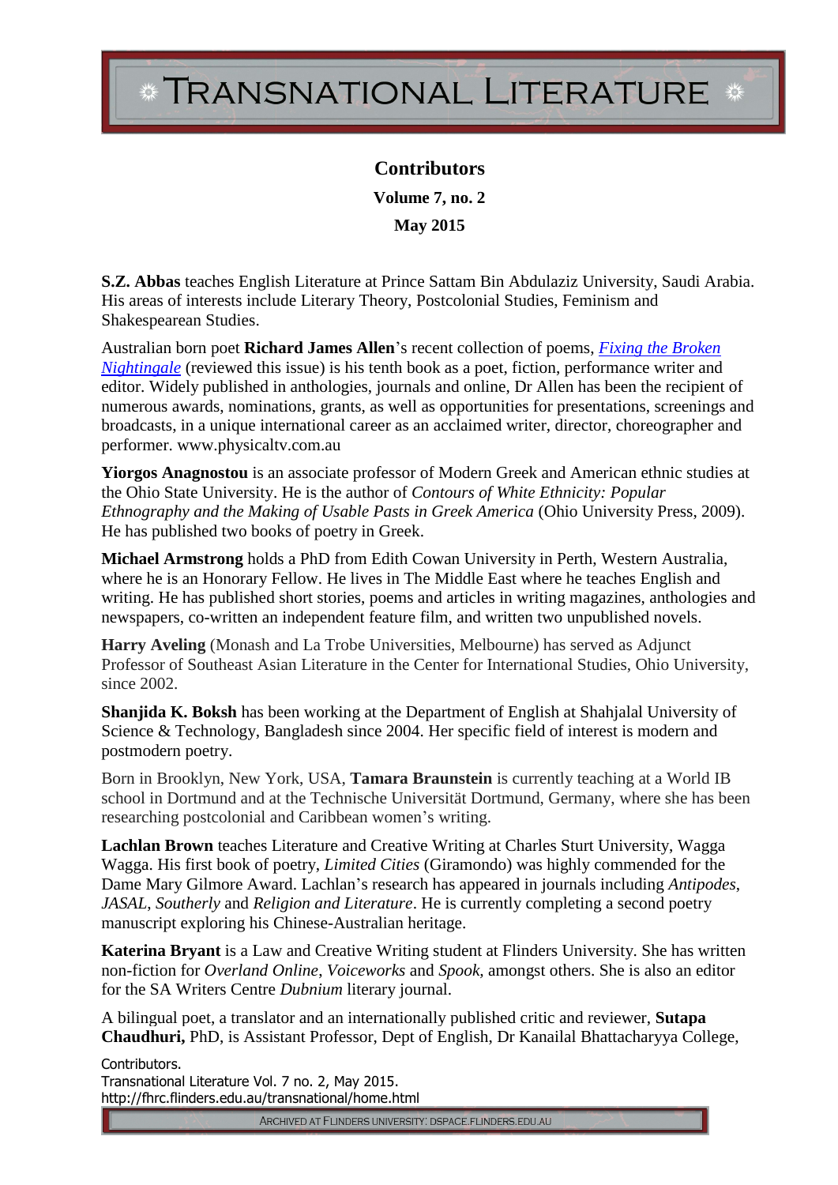# Transnational Literature

## Contributors

### Volume 7, no. 2

### May 2015

**S.Z. Abbas** teaches English Literature at Prince Sattam Bin Abdulaziz University, Saudi Arabia. His areas of interests include Literary Theory, Postcolonial Studies, Feminism and Shakespearean Studies.

Australian born poet **Richard James Allen**'s recent collection of poems, *Fixing the Broken Nightingale* (reviewed this issue) is his tenth book as a poet, fiction, performance writer and editor. Widely published in anthologies, journals and online, Dr Allen has been the recipient of numerous awards, nominations, grants, as well as opportunities for presentations, screenings and broadcasts, in a unique international career as an acclaimed writer, director, choreographer and performer. www.physicaltv.com.au

**Yiorgos Anagnostou** is an associate professor of Modern Greek and American ethnic studies at the Ohio State University. He is the author of *Contours of White Ethnicity: Popular Ethnography and the Making of Usable Pasts in Greek America* (Ohio University Press, 2009). He has published two books of poetry in Greek.

**Michael Armstrong** holds a PhD from Edith Cowan University in Perth, Western Australia, where he is an Honorary Fellow. He lives in The Middle East where he teaches English and writing. He has published short stories, poems and articles in writing magazines, anthologies and newspapers, co-written an independent feature film, and written two unpublished novels.

**Harry Aveling** (Monash and La Trobe Universities, Melbourne) has served as Adjunct Professor of Southeast Asian Literature in the Center for International Studies, Ohio University, since 2002.

**Shanjida K. Boksh** has been working at the Department of English at Shahjalal University of Science & Technology, Bangladesh since 2004. Her specific field of interest is modern and postmodern poetry.

Born in Brooklyn, New York, USA, **Tamara Braunstein** is currently teaching at a World IB school in Dortmund and at the Technische Universität Dortmund, Germany, where she has been researching postcolonial and Caribbean women's writing.

**Lachlan Brown** teaches Literature and Creative Writing at Charles Sturt University, Wagga Wagga. His first book of poetry, *Limited Cities* (Giramondo) was highly commended for the Dame Mary Gilmore Award. Lachlan's research has appeared in journals including *Antipodes*, *JASAL*, *Southerly* and *Religion and Literature*. He is currently completing a second poetry manuscript exploring his Chinese-Australian heritage.

**Katerina Bryant** is a Law and Creative Writing student at Flinders University. She has written non-fiction for *Overland Online*, *Voiceworks* and *Spook*, amongst others. She is also an editor for the SA Writers Centre *Dubnium* literary journal.

A bilingual poet, a translator and an internationally published critic and reviewer, **Sutapa Chaudhuri,** PhD, is Assistant Professor, Dept of English, Dr Kanailal Bhattacharyya College,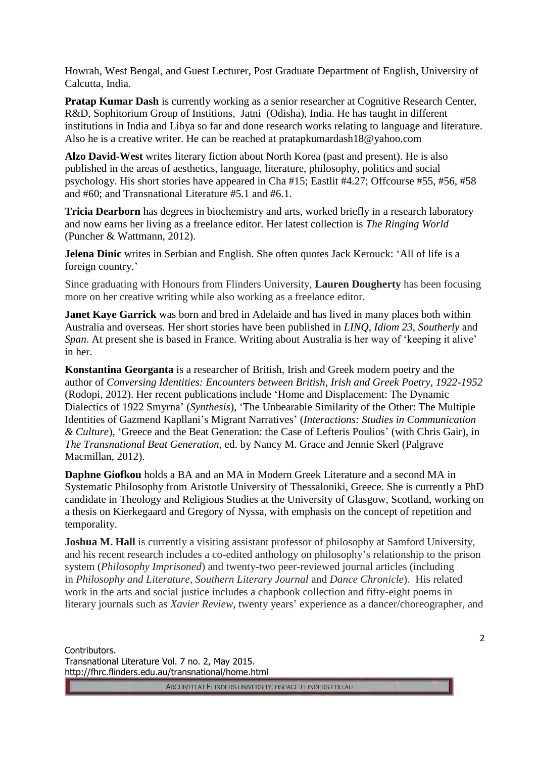Howrah, West Bengal, and Guest Lecturer, Post Graduate Department of English, University of Calcutta, India.

**Pratap Kumar Dash** is currently working as a senior researcher at Cognitive Research Center, R&D, Sophitorium Group of Institions, Jatni (Odisha), India. He has taught in different institutions in India and Libya so far and done research works relating to language and literature. Also he is a creative writer. He can be reached at pratapkumardash18@yahoo.com

**Alzo David-West** writes literary fiction about North Korea (past and present). He is also published in the areas of aesthetics, language, literature, philosophy, politics and social psychology. His short stories have appeared in Cha #15; Eastlit #4.27; Offcourse #55, #56, #58 and #60; and Transnational Literature #5.1 and #6.1.

**Tricia Dearborn** has degrees in biochemistry and arts, worked briefly in a research laboratory and now earns her living as a freelance editor. Her latest collection is *The Ringing World* (Puncher & Wattmann, 2012).

**Jelena Dinic** writes in Serbian and English. She often quotes Jack Kerouck: 'All of life is a foreign country.'

Since graduating with Honours from Flinders University, **Lauren Dougherty** has been focusing more on her creative writing while also working as a freelance editor.

**Janet Kaye Garrick** was born and bred in Adelaide and has lived in many places both within Australia and overseas. Her short stories have been published in *LINQ*, *Idiom 23*, *Southerly* and *Span*. At present she is based in France. Writing about Australia is her way of 'keeping it alive' in her.

**Konstantina Georganta** is a researcher of British, Irish and Greek modern poetry and the author of *Conversing Identities: Encounters between British, Irish and Greek Poetry, 1922-1952* (Rodopi, 2012). Her recent publications include 'Home and Displacement: The Dynamic Dialectics of 1922 Smyrna' (*Synthesis*), 'The Unbearable Similarity of the Other: The Multiple Identities of Gazmend Kapllani's Migrant Narratives' (*Interactions: Studies in Communication & Culture*), 'Greece and the Beat Generation: the Case of Lefteris Poulios' (with Chris Gair), in *The Transnational Beat Generation*, ed. by Nancy M. Grace and Jennie Skerl (Palgrave Macmillan, 2012).

**Daphne Giofkou** holds a BA and an MA in Modern Greek Literature and a second MA in Systematic Philosophy from Aristotle University of Thessaloniki, Greece. She is currently a PhD candidate in Theology and Religious Studies at the University of Glasgow, Scotland, working on a thesis on Kierkegaard and Gregory of Nyssa, with emphasis on the concept of repetition and temporality.

**Joshua M. Hall** is currently a visiting assistant professor of philosophy at Samford University, and his recent research includes a co-edited anthology on philosophy's relationship to the prison system (*Philosophy Imprisoned*) and twenty-two peer-reviewed journal articles (including in *Philosophy and Literature*, *Southern Literary Journal* and *Dance Chronicle*). His related work in the arts and social justice includes a chapbook collection and fifty-eight poems in literary journals such as *Xavier Review*, twenty years' experience as a dancer/choreographer, and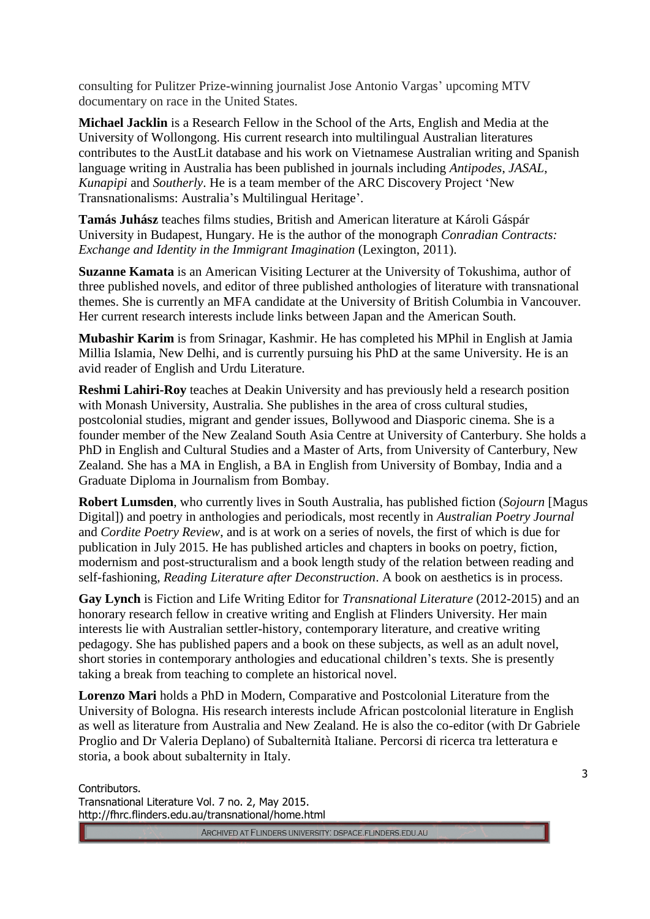consulting for Pulitzer Prize-winning journalist Jose Antonio Vargas' upcoming MTV documentary on race in the United States.

**Michael Jacklin** is a Research Fellow in the School of the Arts, English and Media at the University of Wollongong. His current research into multilingual Australian literatures contributes to the AustLit database and his work on Vietnamese Australian writing and Spanish language writing in Australia has been published in journals including *Antipodes*, *JASAL*, *Kunapipi* and *Southerly*. He is a team member of the ARC Discovery Project 'New Transnationalisms: Australia's Multilingual Heritage'.

**Tamás Juhász** teaches films studies, British and American literature at Károli Gáspár University in Budapest, Hungary. He is the author of the monograph *Conradian Contracts: Exchange and Identity in the Immigrant Imagination* (Lexington, 2011).

**Suzanne Kamata** is an American Visiting Lecturer at the University of Tokushima, author of three published novels, and editor of three published anthologies of literature with transnational themes. She is currently an MFA candidate at the University of British Columbia in Vancouver. Her current research interests include links between Japan and the American South.

**Mubashir Karim** is from Srinagar, Kashmir. He has completed his MPhil in English at Jamia Millia Islamia, New Delhi, and is currently pursuing his PhD at the same University. He is an avid reader of English and Urdu Literature.

**Reshmi Lahiri-Roy** teaches at Deakin University and has previously held a research position with Monash University, Australia. She publishes in the area of cross cultural studies, postcolonial studies, migrant and gender issues, Bollywood and Diasporic cinema. She is a founder member of the New Zealand South Asia Centre at University of Canterbury. She holds a PhD in English and Cultural Studies and a Master of Arts, from University of Canterbury, New Zealand. She has a MA in English, a BA in English from University of Bombay, India and a Graduate Diploma in Journalism from Bombay.

**Robert Lumsden**, who currently lives in South Australia, has published fiction (*Sojourn* [Magus Digital]) and poetry in anthologies and periodicals, most recently in *Australian Poetry Journal* and *Cordite Poetry Review*, and is at work on a series of novels, the first of which is due for publication in July 2015. He has published articles and chapters in books on poetry, fiction, modernism and post-structuralism and a book length study of the relation between reading and self-fashioning, *Reading Literature after Deconstruction*. A book on aesthetics is in process.

**Gay Lynch** is Fiction and Life Writing Editor for *Transnational Literature* (2012-2015) and an honorary research fellow in creative writing and English at Flinders University. Her main interests lie with Australian settler-history, contemporary literature, and creative writing pedagogy. She has published papers and a book on these subjects, as well as an adult novel, short stories in contemporary anthologies and educational children's texts. She is presently taking a break from teaching to complete an historical novel.

**Lorenzo Mari** holds a PhD in Modern, Comparative and Postcolonial Literature from the University of Bologna. His research interests include African postcolonial literature in English as well as literature from Australia and New Zealand. He is also the co-editor (with Dr Gabriele Proglio and Dr Valeria Deplano) of Subalternità Italiane. Percorsi di ricerca tra letteratura e storia, a book about subalternity in Italy.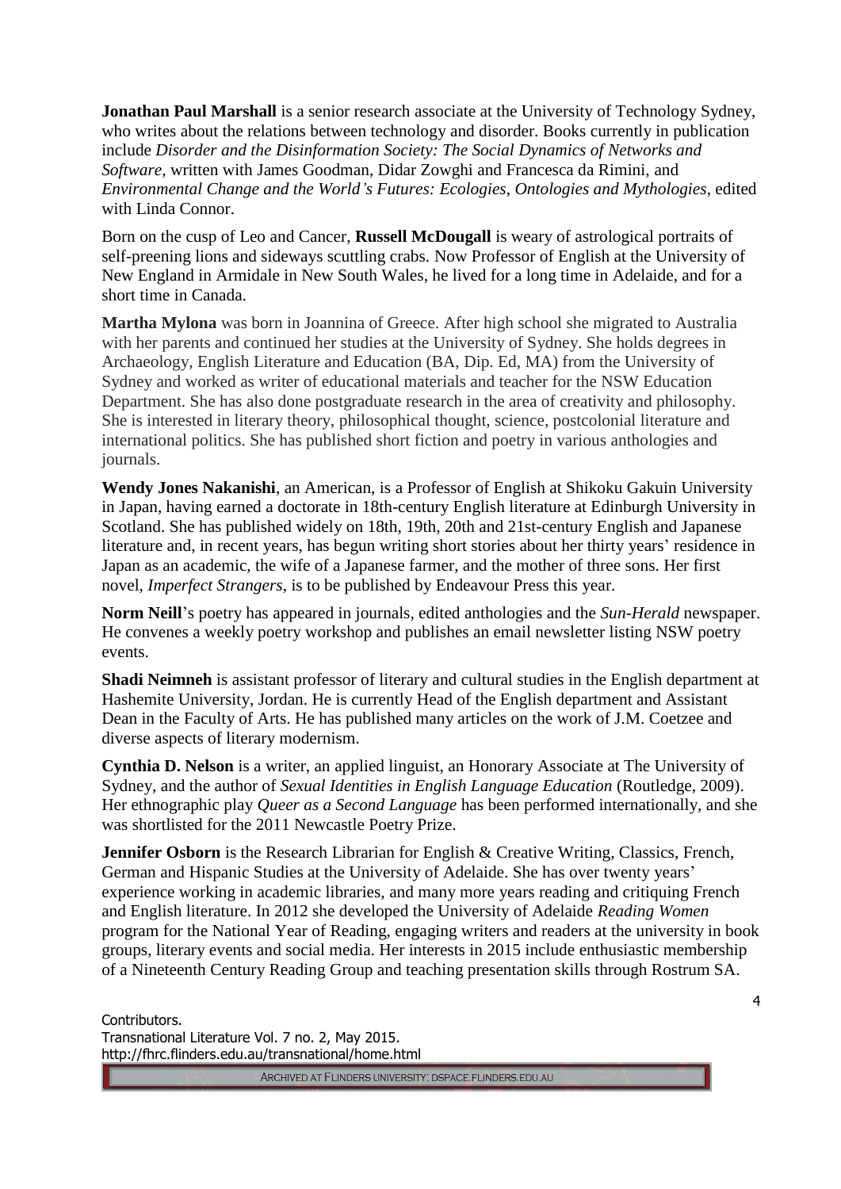**Jonathan Paul Marshall** is a senior research associate at the University of Technology Sydney, who writes about the relations between technology and disorder. Books currently in publication include *Disorder and the Disinformation Society: The Social Dynamics of Networks and Software*, written with James Goodman, Didar Zowghi and Francesca da Rimini, and *Environmental Change and the World's Futures: Ecologies, Ontologies and Mythologies*, edited with Linda Connor.

Born on the cusp of Leo and Cancer, **Russell McDougall** is weary of astrological portraits of self-preening lions and sideways scuttling crabs. Now Professor of English at the University of New England in Armidale in New South Wales, he lived for a long time in Adelaide, and for a short time in Canada.

**Martha Mylona** was born in Joannina of Greece. After high school she migrated to Australia with her parents and continued her studies at the University of Sydney. She holds degrees in Archaeology, English Literature and Education (BA, Dip. Ed, MA) from the University of Sydney and worked as writer of educational materials and teacher for the NSW Education Department. She has also done postgraduate research in the area of creativity and philosophy. She is interested in literary theory, philosophical thought, science, postcolonial literature and international politics. She has published short fiction and poetry in various anthologies and journals.

**Wendy Jones Nakanishi**, an American, is a Professor of English at Shikoku Gakuin University in Japan, having earned a doctorate in 18th-century English literature at Edinburgh University in Scotland. She has published widely on 18th, 19th, 20th and 21st-century English and Japanese literature and, in recent years, has begun writing short stories about her thirty years' residence in Japan as an academic, the wife of a Japanese farmer, and the mother of three sons. Her first novel, *Imperfect Strangers*, is to be published by Endeavour Press this year.

**Norm Neill**'s poetry has appeared in journals, edited anthologies and the *Sun-Herald* newspaper. He convenes a weekly poetry workshop and publishes an email newsletter listing NSW poetry events.

**Shadi Neimneh** is assistant professor of literary and cultural studies in the English department at Hashemite University, Jordan. He is currently Head of the English department and Assistant Dean in the Faculty of Arts. He has published many articles on the work of J.M. Coetzee and diverse aspects of literary modernism.

**Cynthia D. Nelson** is a writer, an applied linguist, an Honorary Associate at The University of Sydney, and the author of *Sexual Identities in English Language Education* (Routledge, 2009). Her ethnographic play *Queer as a Second Language* has been performed internationally, and she was shortlisted for the 2011 Newcastle Poetry Prize.

**Jennifer Osborn** is the Research Librarian for English & Creative Writing, Classics, French, German and Hispanic Studies at the University of Adelaide. She has over twenty years' experience working in academic libraries, and many more years reading and critiquing French and English literature. In 2012 she developed the University of Adelaide *Reading Women* program for the National Year of Reading, engaging writers and readers at the university in book groups, literary events and social media. Her interests in 2015 include enthusiastic membership of a Nineteenth Century Reading Group and teaching presentation skills through Rostrum SA.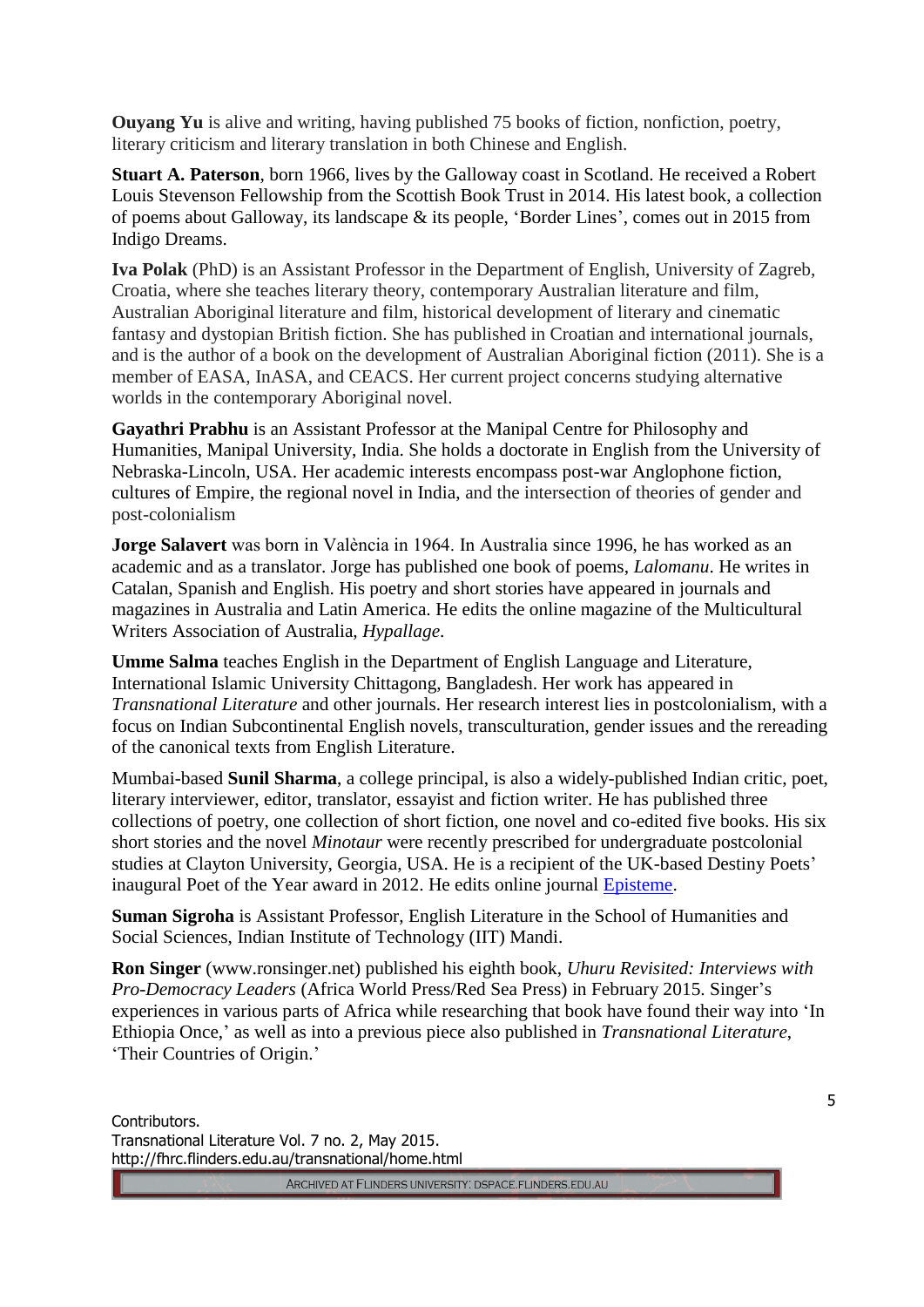**Ouyang Yu** is alive and writing, having published 75 books of fiction, nonfiction, poetry, literary criticism and literary translation in both Chinese and English.

**Stuart A. Paterson**, born 1966, lives by the Galloway coast in Scotland. He received a Robert Louis Stevenson Fellowship from the Scottish Book Trust in 2014. His latest book, a collection of poems about Galloway, its landscape & its people, 'Border Lines', comes out in 2015 from Indigo Dreams.

**Iva Polak** (PhD) is an Assistant Professor in the Department of English, University of Zagreb, Croatia, where she teaches literary theory, contemporary Australian literature and film, Australian Aboriginal literature and film, historical development of literary and cinematic fantasy and dystopian British fiction. She has published in Croatian and international journals, and is the author of a book on the development of Australian Aboriginal fiction (2011). She is a member of EASA, InASA, and CEACS. Her current project concerns studying alternative worlds in the contemporary Aboriginal novel.

**Gayathri Prabhu** is an Assistant Professor at the Manipal Centre for Philosophy and Humanities, Manipal University, India. She holds a doctorate in English from the University of Nebraska-Lincoln, USA. Her academic interests encompass post-war Anglophone fiction, cultures of Empire, the regional novel in India, and the intersection of theories of gender and post-colonialism

**Jorge Salavert** was born in València in 1964. In Australia since 1996, he has worked as an academic and as a translator. Jorge has published one book of poems, *Lalomanu*. He writes in Catalan, Spanish and English. His poetry and short stories have appeared in journals and magazines in Australia and Latin America. He edits the online magazine of the Multicultural Writers Association of Australia, *Hypallage*.

**Umme Salma** teaches English in the Department of English Language and Literature, International Islamic University Chittagong, Bangladesh. Her work has appeared in *Transnational Literature* and other journals. Her research interest lies in postcolonialism, with a focus on Indian Subcontinental English novels, transculturation, gender issues and the rereading of the canonical texts from English Literature.

Mumbai-based **Sunil Sharma**, a college principal, is also a widely-published Indian critic, poet, literary interviewer, editor, translator, essayist and fiction writer. He has published three collections of poetry, one collection of short fiction, one novel and co-edited five books. His six short stories and the novel *Minotaur* were recently prescribed for undergraduate postcolonial studies at Clayton University, Georgia, USA. He is a recipient of the UK-based Destiny Poets' inaugural Poet of the Year award in 2012. He edits online journal Episteme.

**Suman Sigroha** is Assistant Professor, English Literature in the School of Humanities and Social Sciences, Indian Institute of Technology (IIT) Mandi.

**Ron Singer** (www.ronsinger.net) published his eighth book, *Uhuru Revisited: Interviews with Pro-Democracy Leaders* (Africa World Press/Red Sea Press) in February 2015. Singer's experiences in various parts of Africa while researching that book have found their way into 'In Ethiopia Once,' as well as into a previous piece also published in *Transnational Literature*, 'Their Countries of Origin.'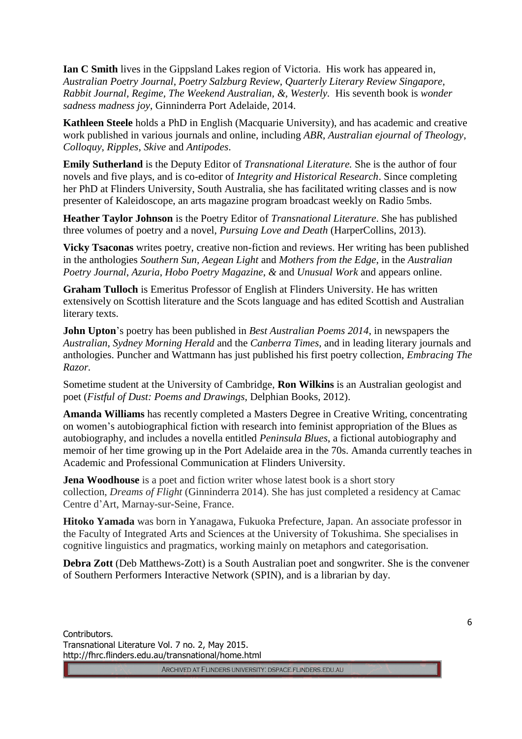**Ian C Smith** lives in the Gippsland Lakes region of Victoria. His work has appeared in, *Australian Poetry Journal*, *Poetry Salzburg Review*, *Quarterly Literary Review Singapore*, *Rabbit Journal*, *Regime*, *The Weekend Australian*, *&*, *Westerly*. His seventh book is *wonder sadness madness joy*, Ginninderra Port Adelaide, 2014.

**Kathleen Steele** holds a PhD in English (Macquarie University), and has academic and creative work published in various journals and online, including *ABR*, *Australian ejournal of Theology*, *Colloquy*, *Ripples*, *Skive* and *Antipodes*.

**Emily Sutherland** is the Deputy Editor of *Transnational Literature.* She is the author of four novels and five plays, and is co-editor of *Integrity and Historical Research*. Since completing her PhD at Flinders University, South Australia, she has facilitated writing classes and is now presenter of Kaleidoscope, an arts magazine program broadcast weekly on Radio 5mbs.

**Heather Taylor Johnson** is the Poetry Editor of *Transnational Literature*. She has published three volumes of poetry and a novel, *Pursuing Love and Death* (HarperCollins, 2013).

**Vicky Tsaconas** writes poetry, creative non-fiction and reviews. Her writing has been published in the anthologies *Southern Sun, Aegean Light* and *Mothers from the Edge*, in the *Australian Poetry Journal*, *Azuria*, *Hobo Poetry Magazine*, *&* and *Unusual Work* and appears online.

**Graham Tulloch** is Emeritus Professor of English at Flinders University. He has written extensively on Scottish literature and the Scots language and has edited Scottish and Australian literary texts.

**John Upton**'s poetry has been published in *Best Australian Poems 2014*, in newspapers the *Australian*, *Sydney Morning Herald* and the *Canberra Times*, and in leading literary journals and anthologies. Puncher and Wattmann has just published his first poetry collection, *Embracing The Razor*.

Sometime student at the University of Cambridge, **Ron Wilkins** is an Australian geologist and poet (*Fistful of Dust: Poems and Drawings*, Delphian Books, 2012).

**Amanda Williams** has recently completed a Masters Degree in Creative Writing, concentrating on women's autobiographical fiction with research into feminist appropriation of the Blues as autobiography, and includes a novella entitled *Peninsula Blues*, a fictional autobiography and memoir of her time growing up in the Port Adelaide area in the 70s. Amanda currently teaches in Academic and Professional Communication at Flinders University.

**Jena Woodhouse** is a poet and fiction writer whose latest book is a short story collection, *Dreams of Flight* (Ginninderra 2014). She has just completed a residency at Camac Centre d'Art, Marnay-sur-Seine, France.

**Hitoko Yamada** was born in Yanagawa, Fukuoka Prefecture, Japan. An associate professor in the Faculty of Integrated Arts and Sciences at the University of Tokushima. She specialises in cognitive linguistics and pragmatics, working mainly on metaphors and categorisation.

**Debra Zott** (Deb Matthews-Zott) is a South Australian poet and songwriter. She is the convener of Southern Performers Interactive Network (SPIN), and is a librarian by day.